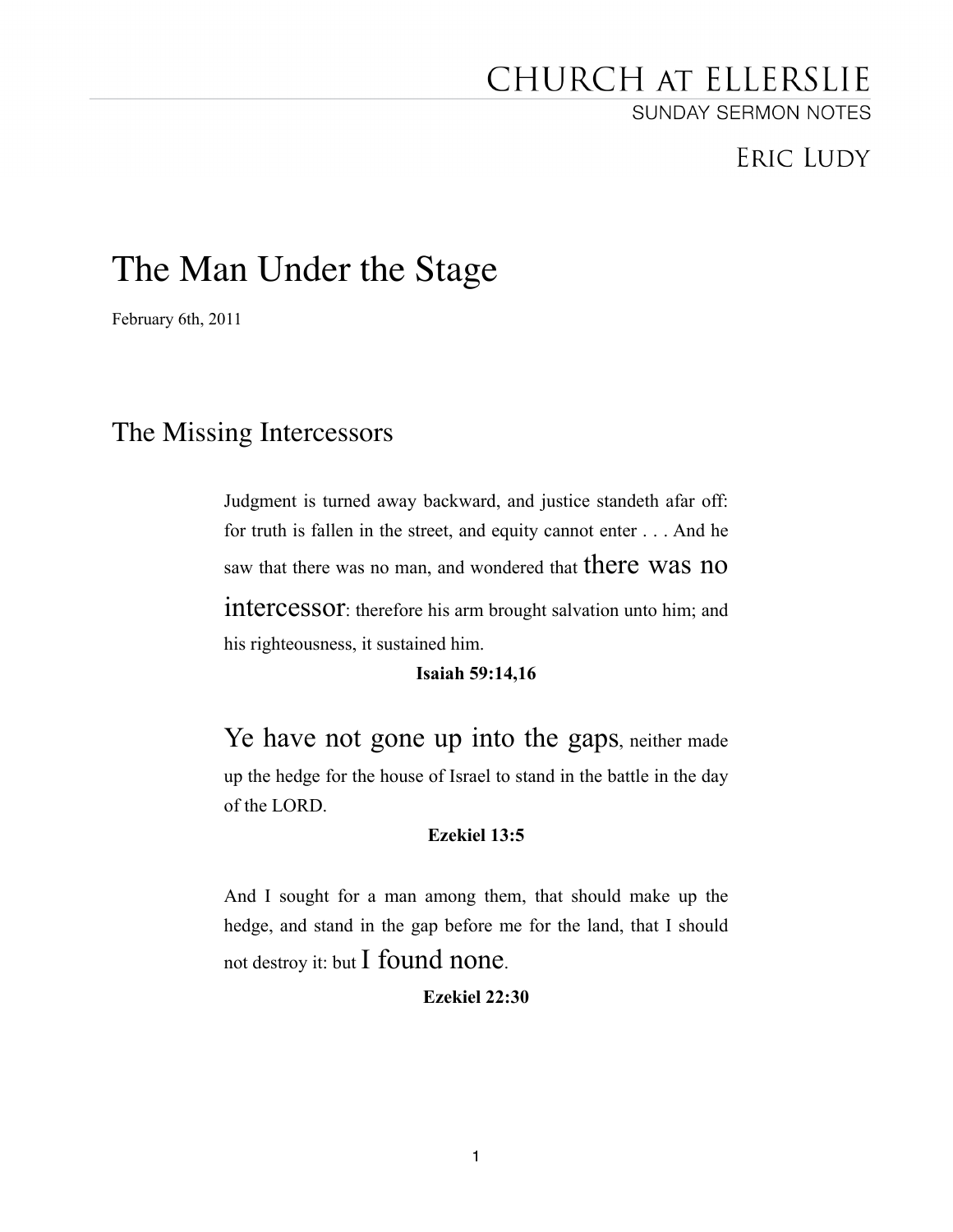# The Man Under the Stage

February 6th, 2011

## The Missing Intercessors

> Judgment is turned away backward, and justice standeth afar off: for truth is fallen in the street, and equity cannot enter . . . And he saw that there was no man, and wondered that **there was no intercessor**: therefore his arm brought salvation unto him; and his righteousness, it sustained him.
>
> **Isaiah 59:14,16**

> **Ye have not gone up into the gaps**, neither made up the hedge for the house of Israel to stand in the battle in the day of the LORD.
>
> **Ezekiel 13:5**

> And I sought for a man among them, that should make up the hedge, and stand in the gap before me for the land, that I should not destroy it: but **I found none**.
>
> **Ezekiel 22:30**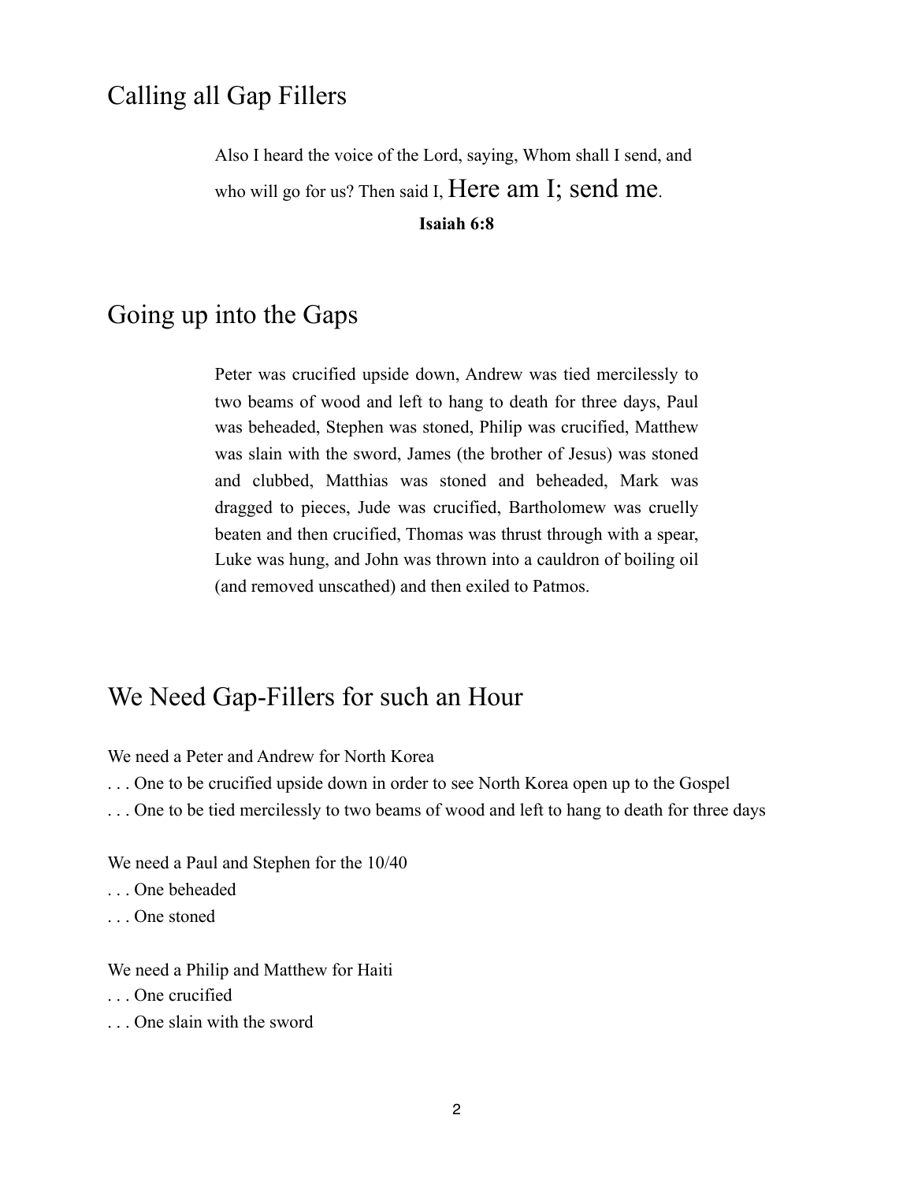## Calling all Gap Fillers

> Also I heard the voice of the Lord, saying, Whom shall I send, and who will go for us? Then said I, Here am I; send me.
>
> **Isaiah 6:8**

## Going up into the Gaps

> Peter was crucified upside down, Andrew was tied mercilessly to two beams of wood and left to hang to death for three days, Paul was beheaded, Stephen was stoned, Philip was crucified, Matthew was slain with the sword, James (the brother of Jesus) was stoned and clubbed, Matthias was stoned and beheaded, Mark was dragged to pieces, Jude was crucified, Bartholomew was cruelly beaten and then crucified, Thomas was thrust through with a spear, Luke was hung, and John was thrown into a cauldron of boiling oil (and removed unscathed) and then exiled to Patmos.

## We Need Gap-Fillers for such an Hour

We need a Peter and Andrew for North Korea
. . . One to be crucified upside down in order to see North Korea open up to the Gospel
. . . One to be tied mercilessly to two beams of wood and left to hang to death for three days

We need a Paul and Stephen for the 10/40
. . . One beheaded
. . . One stoned

We need a Philip and Matthew for Haiti
. . . One crucified
. . . One slain with the sword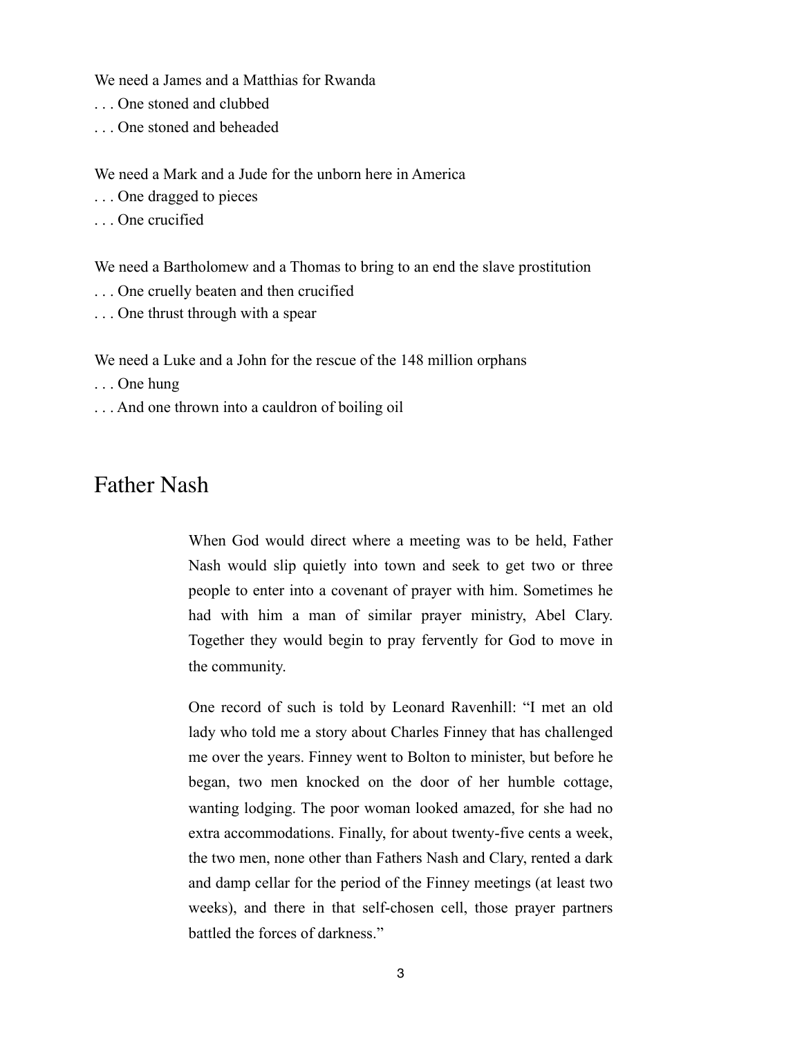We need a James and a Matthias for Rwanda

. . . One stoned and clubbed

. . . One stoned and beheaded

We need a Mark and a Jude for the unborn here in America

. . . One dragged to pieces

. . . One crucified

We need a Bartholomew and a Thomas to bring to an end the slave prostitution

. . . One cruelly beaten and then crucified

. . . One thrust through with a spear

We need a Luke and a John for the rescue of the 148 million orphans

. . . One hung

. . . And one thrown into a cauldron of boiling oil

## Father Nash

When God would direct where a meeting was to be held, Father Nash would slip quietly into town and seek to get two or three people to enter into a covenant of prayer with him. Sometimes he had with him a man of similar prayer ministry, Abel Clary. Together they would begin to pray fervently for God to move in the community.

One record of such is told by Leonard Ravenhill: "I met an old lady who told me a story about Charles Finney that has challenged me over the years. Finney went to Bolton to minister, but before he began, two men knocked on the door of her humble cottage, wanting lodging. The poor woman looked amazed, for she had no extra accommodations. Finally, for about twenty-five cents a week, the two men, none other than Fathers Nash and Clary, rented a dark and damp cellar for the period of the Finney meetings (at least two weeks), and there in that self-chosen cell, those prayer partners battled the forces of darkness."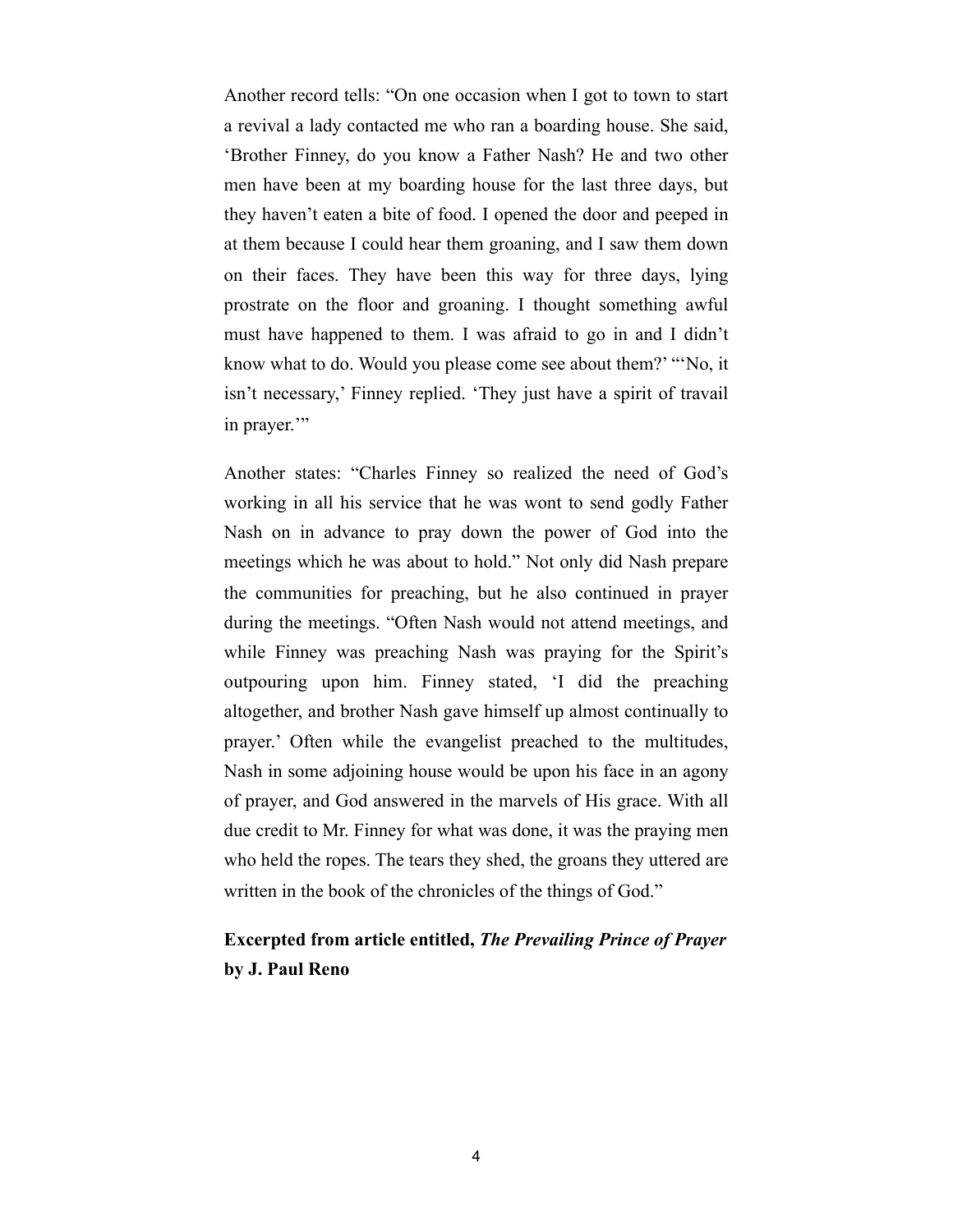Another record tells: “On one occasion when I got to town to start a revival a lady contacted me who ran a boarding house. She said, ‘Brother Finney, do you know a Father Nash? He and two other men have been at my boarding house for the last three days, but they haven’t eaten a bite of food. I opened the door and peeped in at them because I could hear them groaning, and I saw them down on their faces. They have been this way for three days, lying prostrate on the floor and groaning. I thought something awful must have happened to them. I was afraid to go in and I didn’t know what to do. Would you please come see about them?’ “‘No, it isn’t necessary,’ Finney replied. ‘They just have a spirit of travail in prayer.’”

Another states: “Charles Finney so realized the need of God’s working in all his service that he was wont to send godly Father Nash on in advance to pray down the power of God into the meetings which he was about to hold.” Not only did Nash prepare the communities for preaching, but he also continued in prayer during the meetings. “Often Nash would not attend meetings, and while Finney was preaching Nash was praying for the Spirit’s outpouring upon him. Finney stated, ‘I did the preaching altogether, and brother Nash gave himself up almost continually to prayer.’ Often while the evangelist preached to the multitudes, Nash in some adjoining house would be upon his face in an agony of prayer, and God answered in the marvels of His grace. With all due credit to Mr. Finney for what was done, it was the praying men who held the ropes. The tears they shed, the groans they uttered are written in the book of the chronicles of the things of God.”

**Excerpted from article entitled, *The Prevailing Prince of Prayer* by J. Paul Reno**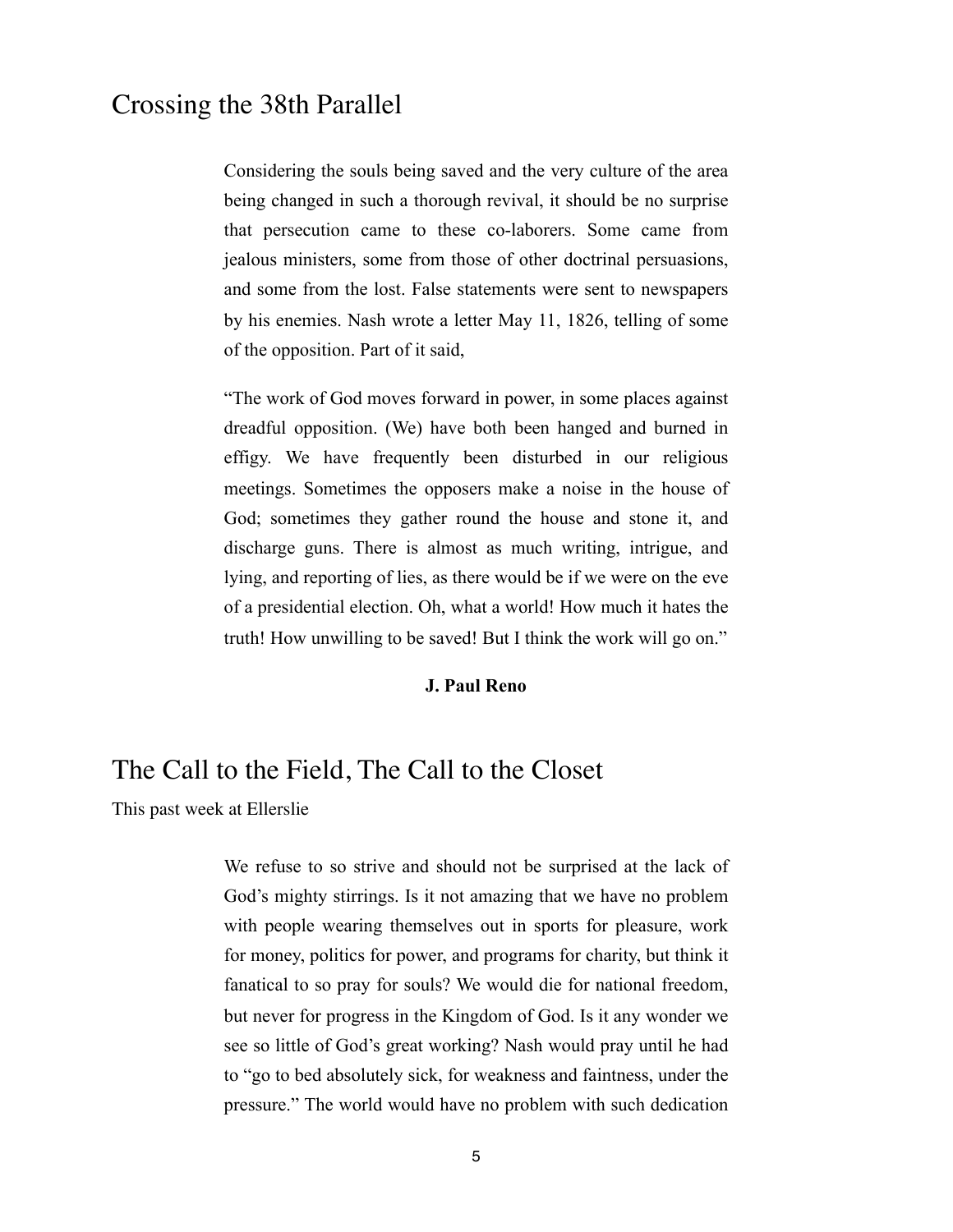## Crossing the 38th Parallel

Considering the souls being saved and the very culture of the area being changed in such a thorough revival, it should be no surprise that persecution came to these co-laborers. Some came from jealous ministers, some from those of other doctrinal persuasions, and some from the lost. False statements were sent to newspapers by his enemies. Nash wrote a letter May 11, 1826, telling of some of the opposition. Part of it said,

"The work of God moves forward in power, in some places against dreadful opposition. (We) have both been hanged and burned in effigy. We have frequently been disturbed in our religious meetings. Sometimes the opposers make a noise in the house of God; sometimes they gather round the house and stone it, and discharge guns. There is almost as much writing, intrigue, and lying, and reporting of lies, as there would be if we were on the eve of a presidential election. Oh, what a world! How much it hates the truth! How unwilling to be saved! But I think the work will go on."

**J. Paul Reno**

## The Call to the Field, The Call to the Closet

This past week at Ellerslie

We refuse to so strive and should not be surprised at the lack of God's mighty stirrings. Is it not amazing that we have no problem with people wearing themselves out in sports for pleasure, work for money, politics for power, and programs for charity, but think it fanatical to so pray for souls? We would die for national freedom, but never for progress in the Kingdom of God. Is it any wonder we see so little of God's great working? Nash would pray until he had to "go to bed absolutely sick, for weakness and faintness, under the pressure." The world would have no problem with such dedication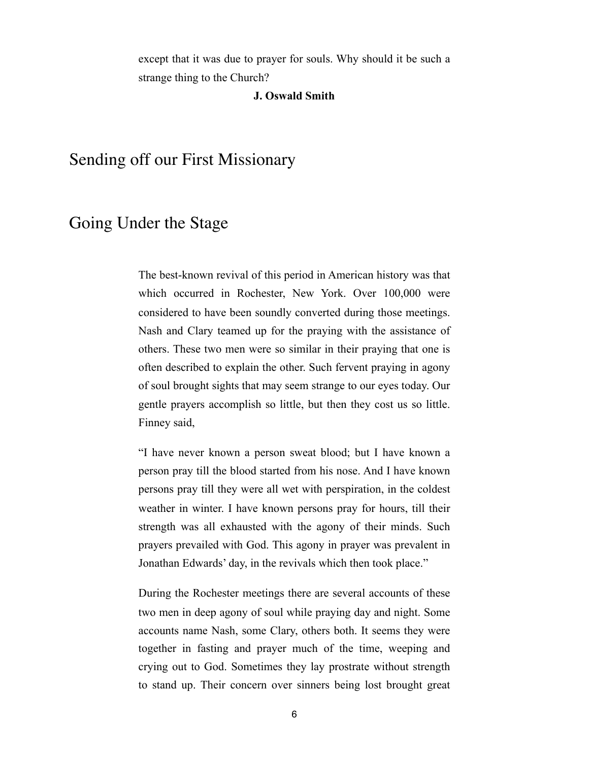except that it was due to prayer for souls. Why should it be such a strange thing to the Church?

**J. Oswald Smith**

# Sending off our First Missionary

# Going Under the Stage

The best-known revival of this period in American history was that which occurred in Rochester, New York. Over 100,000 were considered to have been soundly converted during those meetings. Nash and Clary teamed up for the praying with the assistance of others. These two men were so similar in their praying that one is often described to explain the other. Such fervent praying in agony of soul brought sights that may seem strange to our eyes today. Our gentle prayers accomplish so little, but then they cost us so little. Finney said,

"I have never known a person sweat blood; but I have known a person pray till the blood started from his nose. And I have known persons pray till they were all wet with perspiration, in the coldest weather in winter. I have known persons pray for hours, till their strength was all exhausted with the agony of their minds. Such prayers prevailed with God. This agony in prayer was prevalent in Jonathan Edwards' day, in the revivals which then took place."

During the Rochester meetings there are several accounts of these two men in deep agony of soul while praying day and night. Some accounts name Nash, some Clary, others both. It seems they were together in fasting and prayer much of the time, weeping and crying out to God. Sometimes they lay prostrate without strength to stand up. Their concern over sinners being lost brought great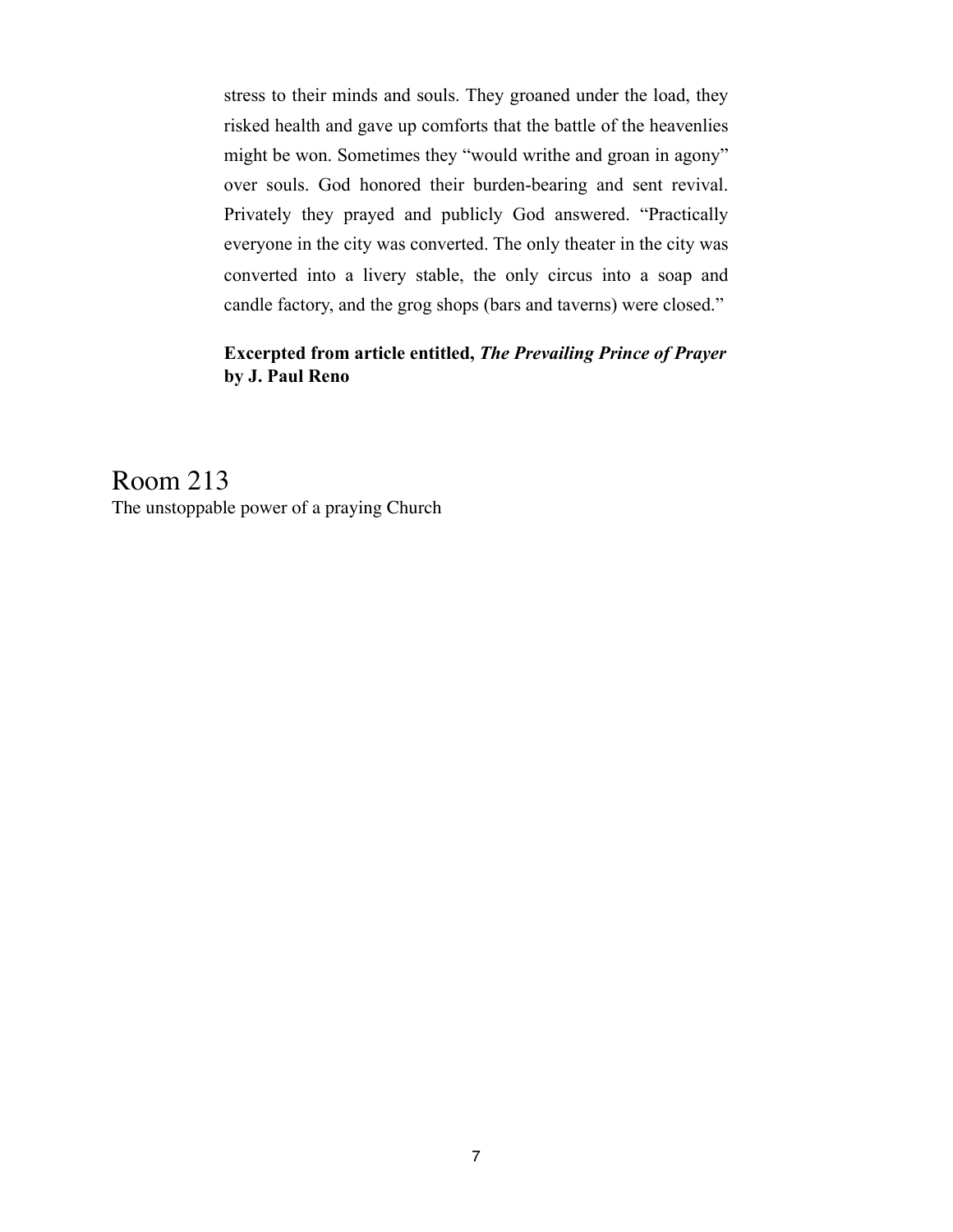stress to their minds and souls. They groaned under the load, they risked health and gave up comforts that the battle of the heavenlies might be won. Sometimes they "would writhe and groan in agony" over souls. God honored their burden-bearing and sent revival. Privately they prayed and publicly God answered. "Practically everyone in the city was converted. The only theater in the city was converted into a livery stable, the only circus into a soap and candle factory, and the grog shops (bars and taverns) were closed."

**Excerpted from article entitled, *The Prevailing Prince of Prayer* by J. Paul Reno**

# Room 213

The unstoppable power of a praying Church